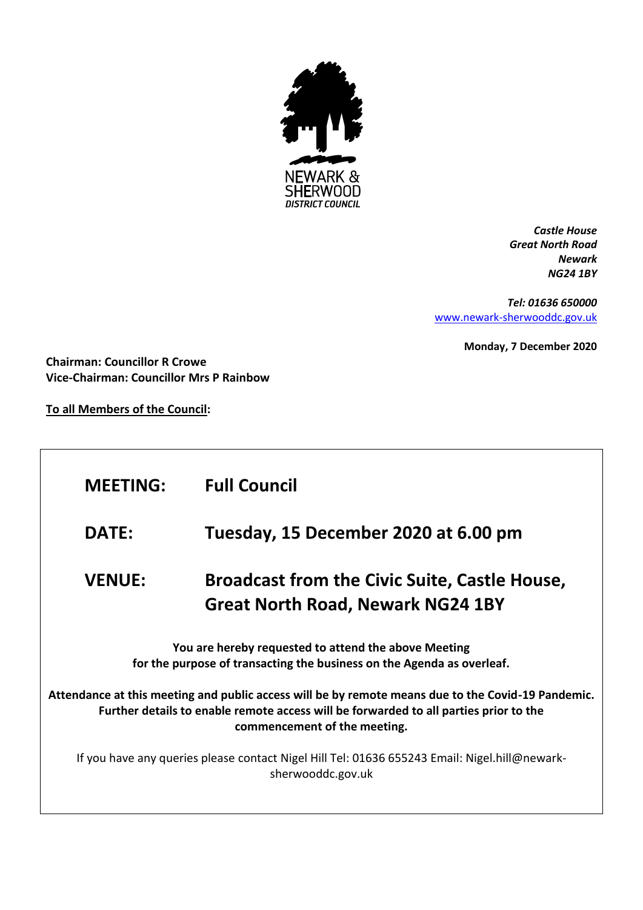NEWARK & SHERWOOD DISTRICT COUNCIL

*Castle House*
*Great North Road*
*Newark*
*NG24 1BY*

*Tel: 01636 650000*
www.newark-sherwooddc.gov.uk

**Monday, 7 December 2020**

**Chairman: Councillor R Crowe**
**Vice-Chairman: Councillor Mrs P Rainbow**

**To all Members of the Council:**

| | |
|---|---|
| **MEETING:** | **Full Council** |
| **DATE:** | **Tuesday, 15 December 2020 at 6.00 pm** |
| **VENUE:** | **Broadcast from the Civic Suite, Castle House, Great North Road, Newark NG24 1BY** |

**You are hereby requested to attend the above Meeting for the purpose of transacting the business on the Agenda as overleaf.**

**Attendance at this meeting and public access will be by remote means due to the Covid-19 Pandemic. Further details to enable remote access will be forwarded to all parties prior to the commencement of the meeting.**

If you have any queries please contact Nigel Hill Tel: 01636 655243 Email: Nigel.hill@newark-sherwooddc.gov.uk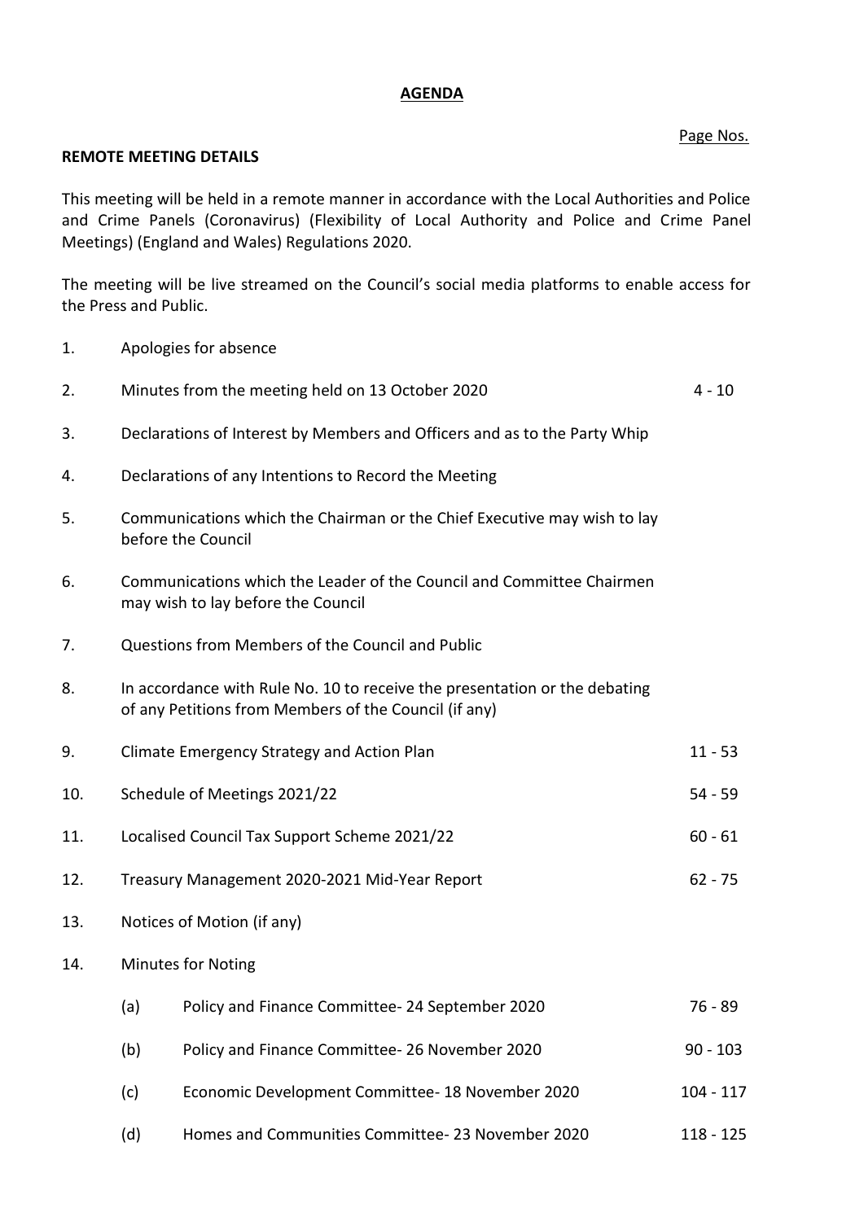# AGENDA

Page Nos.

**REMOTE MEETING DETAILS**

This meeting will be held in a remote manner in accordance with the Local Authorities and Police and Crime Panels (Coronavirus) (Flexibility of Local Authority and Police and Crime Panel Meetings) (England and Wales) Regulations 2020.

The meeting will be live streamed on the Council's social media platforms to enable access for the Press and Public.

| | | Page Nos. |
|---|---|---|
| 1. | Apologies for absence | |
| 2. | Minutes from the meeting held on 13 October 2020 | 4 - 10 |
| 3. | Declarations of Interest by Members and Officers and as to the Party Whip | |
| 4. | Declarations of any Intentions to Record the Meeting | |
| 5. | Communications which the Chairman or the Chief Executive may wish to lay before the Council | |
| 6. | Communications which the Leader of the Council and Committee Chairmen may wish to lay before the Council | |
| 7. | Questions from Members of the Council and Public | |
| 8. | In accordance with Rule No. 10 to receive the presentation or the debating of any Petitions from Members of the Council (if any) | |
| 9. | Climate Emergency Strategy and Action Plan | 11 - 53 |
| 10. | Schedule of Meetings 2021/22 | 54 - 59 |
| 11. | Localised Council Tax Support Scheme 2021/22 | 60 - 61 |
| 12. | Treasury Management 2020-2021 Mid-Year Report | 62 - 75 |
| 13. | Notices of Motion (if any) | |
| 14. | Minutes for Noting | |
| | (a) Policy and Finance Committee- 24 September 2020 | 76 - 89 |
| | (b) Policy and Finance Committee- 26 November 2020 | 90 - 103 |
| | (c) Economic Development Committee- 18 November 2020 | 104 - 117 |
| | (d) Homes and Communities Committee- 23 November 2020 | 118 - 125 |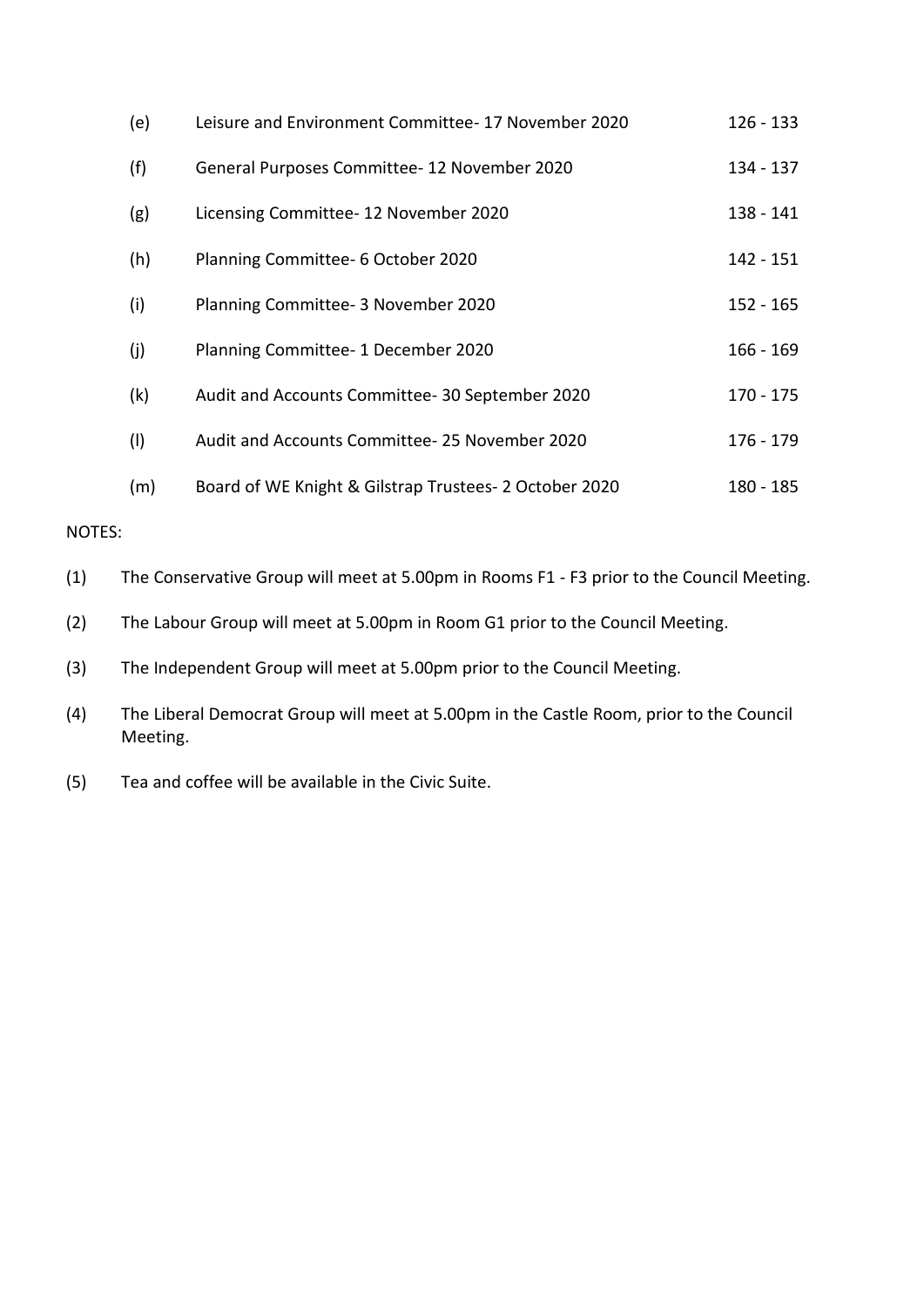| | | |
|---|---|---|
| (e) | Leisure and Environment Committee- 17 November 2020 | 126 - 133 |
| (f) | General Purposes Committee- 12 November 2020 | 134 - 137 |
| (g) | Licensing Committee- 12 November 2020 | 138 - 141 |
| (h) | Planning Committee- 6 October 2020 | 142 - 151 |
| (i) | Planning Committee- 3 November 2020 | 152 - 165 |
| (j) | Planning Committee- 1 December 2020 | 166 - 169 |
| (k) | Audit and Accounts Committee- 30 September 2020 | 170 - 175 |
| (l) | Audit and Accounts Committee- 25 November 2020 | 176 - 179 |
| (m) | Board of WE Knight & Gilstrap Trustees- 2 October 2020 | 180 - 185 |

NOTES:

(1) The Conservative Group will meet at 5.00pm in Rooms F1 - F3 prior to the Council Meeting.

(2) The Labour Group will meet at 5.00pm in Room G1 prior to the Council Meeting.

(3) The Independent Group will meet at 5.00pm prior to the Council Meeting.

(4) The Liberal Democrat Group will meet at 5.00pm in the Castle Room, prior to the Council Meeting.

(5) Tea and coffee will be available in the Civic Suite.